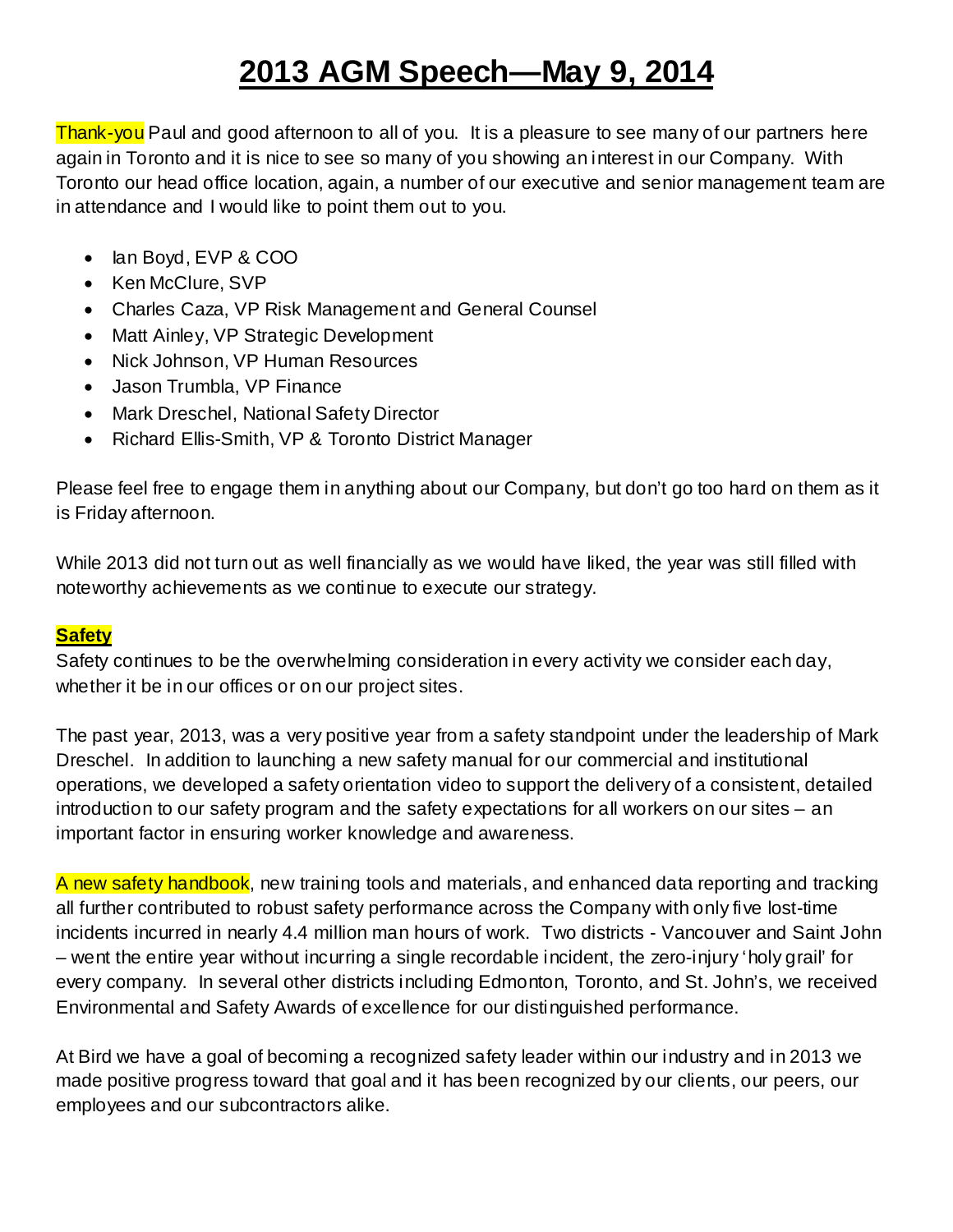# 2013 AGM Speech—May 9, 2014

Thank-you Paul and good afternoon to all of you. It is a pleasure to see many of our partners here again in Toronto and it is nice to see so many of you showing an interest in our Company. With Toronto our head office location, again, a number of our executive and senior management team are in attendance and I would like to point them out to you.

- Ian Boyd, EVP & COO
- Ken McClure, SVP
- Charles Caza, VP Risk Management and General Counsel
- Matt Ainley, VP Strategic Development
- Nick Johnson, VP Human Resources
- Jason Trumbla, VP Finance
- Mark Dreschel, National Safety Director
- Richard Ellis-Smith, VP & Toronto District Manager

Please feel free to engage them in anything about our Company, but don't go too hard on them as it is Friday afternoon.

While 2013 did not turn out as well financially as we would have liked, the year was still filled with noteworthy achievements as we continue to execute our strategy.

**Safety**

Safety continues to be the overwhelming consideration in every activity we consider each day, whether it be in our offices or on our project sites.

The past year, 2013, was a very positive year from a safety standpoint under the leadership of Mark Dreschel. In addition to launching a new safety manual for our commercial and institutional operations, we developed a safety orientation video to support the delivery of a consistent, detailed introduction to our safety program and the safety expectations for all workers on our sites – an important factor in ensuring worker knowledge and awareness.

A new safety handbook, new training tools and materials, and enhanced data reporting and tracking all further contributed to robust safety performance across the Company with only five lost-time incidents incurred in nearly 4.4 million man hours of work. Two districts - Vancouver and Saint John – went the entire year without incurring a single recordable incident, the zero-injury 'holy grail' for every company. In several other districts including Edmonton, Toronto, and St. John's, we received Environmental and Safety Awards of excellence for our distinguished performance.

At Bird we have a goal of becoming a recognized safety leader within our industry and in 2013 we made positive progress toward that goal and it has been recognized by our clients, our peers, our employees and our subcontractors alike.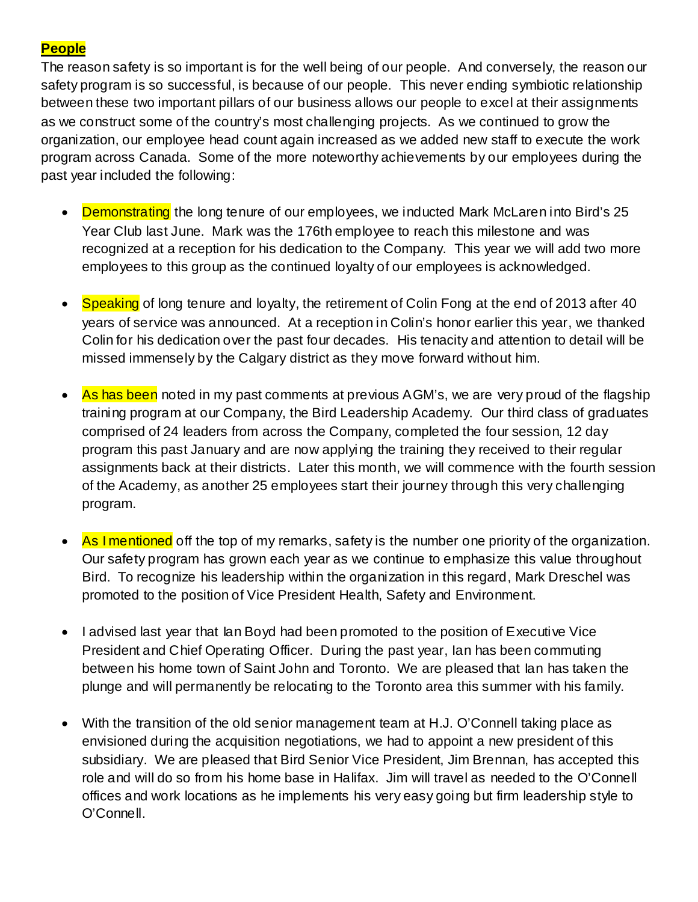## People

The reason safety is so important is for the well being of our people. And conversely, the reason our safety program is so successful, is because of our people. This never ending symbiotic relationship between these two important pillars of our business allows our people to excel at their assignments as we construct some of the country's most challenging projects. As we continued to grow the organization, our employee head count again increased as we added new staff to execute the work program across Canada. Some of the more noteworthy achievements by our employees during the past year included the following:

- Demonstrating the long tenure of our employees, we inducted Mark McLaren into Bird's 25 Year Club last June. Mark was the 176th employee to reach this milestone and was recognized at a reception for his dedication to the Company. This year we will add two more employees to this group as the continued loyalty of our employees is acknowledged.

- Speaking of long tenure and loyalty, the retirement of Colin Fong at the end of 2013 after 40 years of service was announced. At a reception in Colin's honor earlier this year, we thanked Colin for his dedication over the past four decades. His tenacity and attention to detail will be missed immensely by the Calgary district as they move forward without him.

- As has been noted in my past comments at previous AGM's, we are very proud of the flagship training program at our Company, the Bird Leadership Academy. Our third class of graduates comprised of 24 leaders from across the Company, completed the four session, 12 day program this past January and are now applying the training they received to their regular assignments back at their districts. Later this month, we will commence with the fourth session of the Academy, as another 25 employees start their journey through this very challenging program.

- As I mentioned off the top of my remarks, safety is the number one priority of the organization. Our safety program has grown each year as we continue to emphasize this value throughout Bird. To recognize his leadership within the organization in this regard, Mark Dreschel was promoted to the position of Vice President Health, Safety and Environment.

- I advised last year that Ian Boyd had been promoted to the position of Executive Vice President and Chief Operating Officer. During the past year, Ian has been commuting between his home town of Saint John and Toronto. We are pleased that Ian has taken the plunge and will permanently be relocating to the Toronto area this summer with his family.

- With the transition of the old senior management team at H.J. O'Connell taking place as envisioned during the acquisition negotiations, we had to appoint a new president of this subsidiary. We are pleased that Bird Senior Vice President, Jim Brennan, has accepted this role and will do so from his home base in Halifax. Jim will travel as needed to the O'Connell offices and work locations as he implements his very easy going but firm leadership style to O'Connell.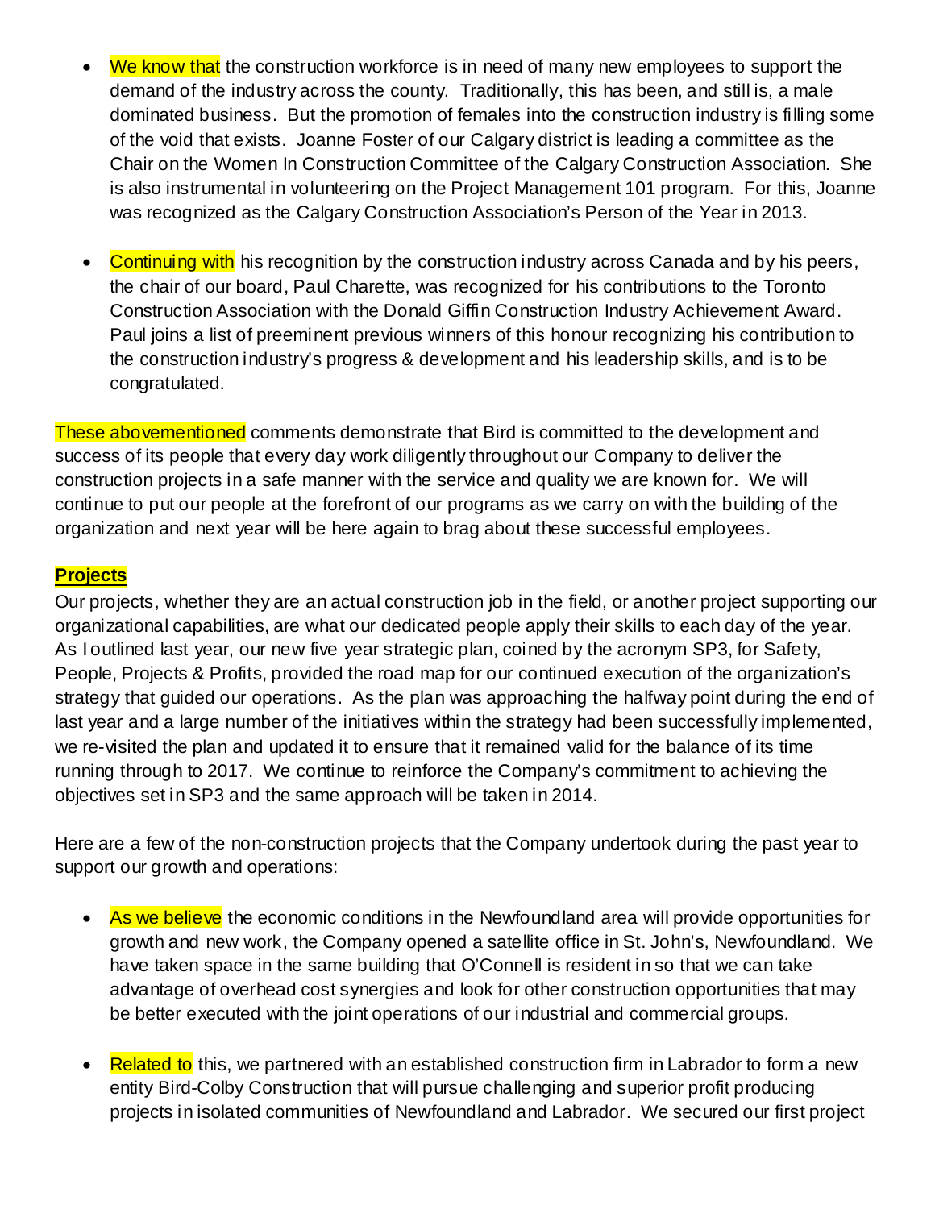- We know that the construction workforce is in need of many new employees to support the demand of the industry across the county. Traditionally, this has been, and still is, a male dominated business. But the promotion of females into the construction industry is filling some of the void that exists. Joanne Foster of our Calgary district is leading a committee as the Chair on the Women In Construction Committee of the Calgary Construction Association. She is also instrumental in volunteering on the Project Management 101 program. For this, Joanne was recognized as the Calgary Construction Association's Person of the Year in 2013.

- Continuing with his recognition by the construction industry across Canada and by his peers, the chair of our board, Paul Charette, was recognized for his contributions to the Toronto Construction Association with the Donald Giffin Construction Industry Achievement Award. Paul joins a list of preeminent previous winners of this honour recognizing his contribution to the construction industry's progress & development and his leadership skills, and is to be congratulated.

These abovementioned comments demonstrate that Bird is committed to the development and success of its people that every day work diligently throughout our Company to deliver the construction projects in a safe manner with the service and quality we are known for. We will continue to put our people at the forefront of our programs as we carry on with the building of the organization and next year will be here again to brag about these successful employees.

## Projects

Our projects, whether they are an actual construction job in the field, or another project supporting our organizational capabilities, are what our dedicated people apply their skills to each day of the year. As I outlined last year, our new five year strategic plan, coined by the acronym SP3, for Safety, People, Projects & Profits, provided the road map for our continued execution of the organization's strategy that guided our operations. As the plan was approaching the halfway point during the end of last year and a large number of the initiatives within the strategy had been successfully implemented, we re-visited the plan and updated it to ensure that it remained valid for the balance of its time running through to 2017. We continue to reinforce the Company's commitment to achieving the objectives set in SP3 and the same approach will be taken in 2014.

Here are a few of the non-construction projects that the Company undertook during the past year to support our growth and operations:

- As we believe the economic conditions in the Newfoundland area will provide opportunities for growth and new work, the Company opened a satellite office in St. John's, Newfoundland. We have taken space in the same building that O'Connell is resident in so that we can take advantage of overhead cost synergies and look for other construction opportunities that may be better executed with the joint operations of our industrial and commercial groups.

- Related to this, we partnered with an established construction firm in Labrador to form a new entity Bird-Colby Construction that will pursue challenging and superior profit producing projects in isolated communities of Newfoundland and Labrador. We secured our first project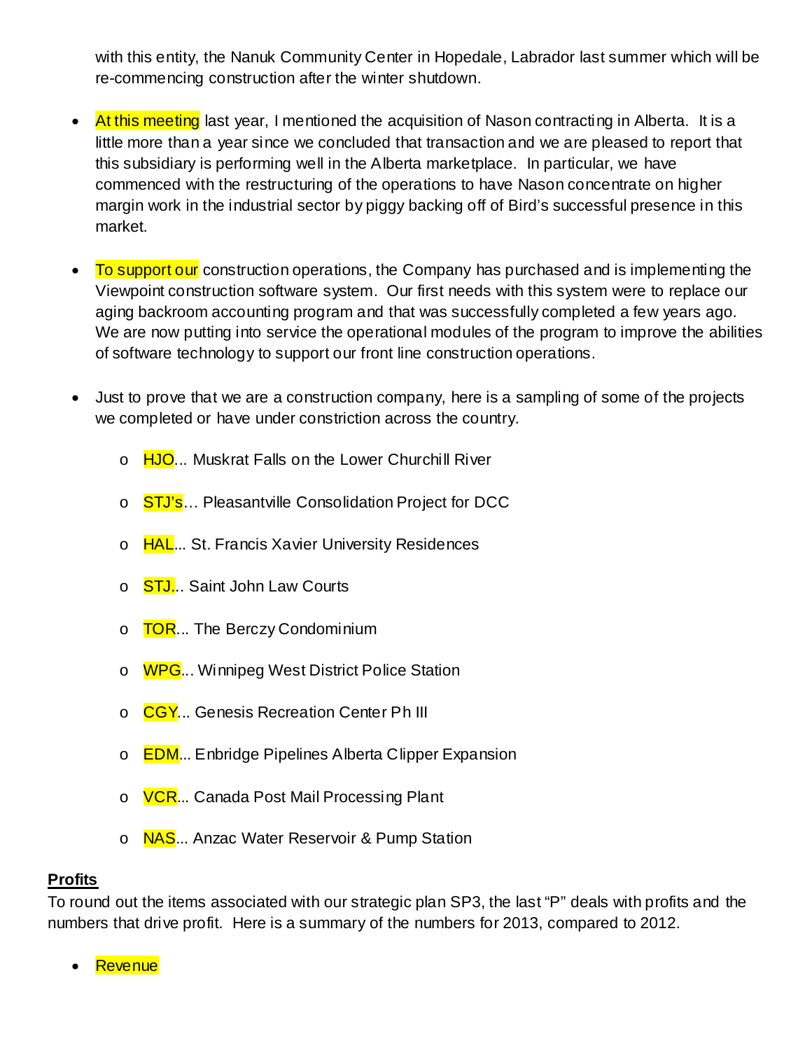with this entity, the Nanuk Community Center in Hopedale, Labrador last summer which will be re-commencing construction after the winter shutdown.

- At this meeting last year, I mentioned the acquisition of Nason contracting in Alberta. It is a little more than a year since we concluded that transaction and we are pleased to report that this subsidiary is performing well in the Alberta marketplace. In particular, we have commenced with the restructuring of the operations to have Nason concentrate on higher margin work in the industrial sector by piggy backing off of Bird's successful presence in this market.

- To support our construction operations, the Company has purchased and is implementing the Viewpoint construction software system. Our first needs with this system were to replace our aging backroom accounting program and that was successfully completed a few years ago. We are now putting into service the operational modules of the program to improve the abilities of software technology to support our front line construction operations.

- Just to prove that we are a construction company, here is a sampling of some of the projects we completed or have under constriction across the country.

  - HJO... Muskrat Falls on the Lower Churchill River
  - STJ's… Pleasantville Consolidation Project for DCC
  - HAL... St. Francis Xavier University Residences
  - STJ... Saint John Law Courts
  - TOR... The Berczy Condominium
  - WPG... Winnipeg West District Police Station
  - CGY... Genesis Recreation Center Ph III
  - EDM... Enbridge Pipelines Alberta Clipper Expansion
  - VCR... Canada Post Mail Processing Plant
  - NAS... Anzac Water Reservoir & Pump Station

**Profits**

To round out the items associated with our strategic plan SP3, the last "P" deals with profits and the numbers that drive profit. Here is a summary of the numbers for 2013, compared to 2012.

- Revenue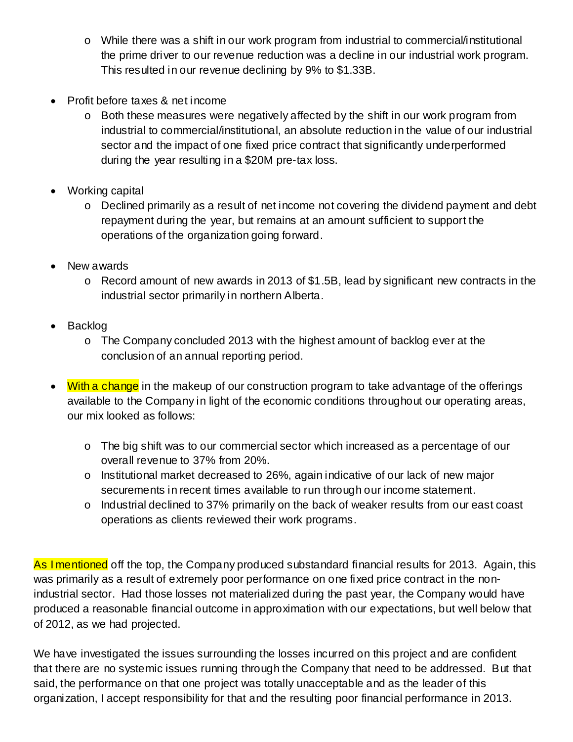- While there was a shift in our work program from industrial to commercial/institutional the prime driver to our revenue reduction was a decline in our industrial work program. This resulted in our revenue declining by 9% to $1.33B.

- Profit before taxes & net income
  - Both these measures were negatively affected by the shift in our work program from industrial to commercial/institutional, an absolute reduction in the value of our industrial sector and the impact of one fixed price contract that significantly underperformed during the year resulting in a $20M pre-tax loss.

- Working capital
  - Declined primarily as a result of net income not covering the dividend payment and debt repayment during the year, but remains at an amount sufficient to support the operations of the organization going forward.

- New awards
  - Record amount of new awards in 2013 of $1.5B, lead by significant new contracts in the industrial sector primarily in northern Alberta.

- Backlog
  - The Company concluded 2013 with the highest amount of backlog ever at the conclusion of an annual reporting period.

- With a change in the makeup of our construction program to take advantage of the offerings available to the Company in light of the economic conditions throughout our operating areas, our mix looked as follows:

  - The big shift was to our commercial sector which increased as a percentage of our overall revenue to 37% from 20%.
  - Institutional market decreased to 26%, again indicative of our lack of new major securements in recent times available to run through our income statement.
  - Industrial declined to 37% primarily on the back of weaker results from our east coast operations as clients reviewed their work programs.

As I mentioned off the top, the Company produced substandard financial results for 2013. Again, this was primarily as a result of extremely poor performance on one fixed price contract in the non-industrial sector. Had those losses not materialized during the past year, the Company would have produced a reasonable financial outcome in approximation with our expectations, but well below that of 2012, as we had projected.

We have investigated the issues surrounding the losses incurred on this project and are confident that there are no systemic issues running through the Company that need to be addressed. But that said, the performance on that one project was totally unacceptable and as the leader of this organization, I accept responsibility for that and the resulting poor financial performance in 2013.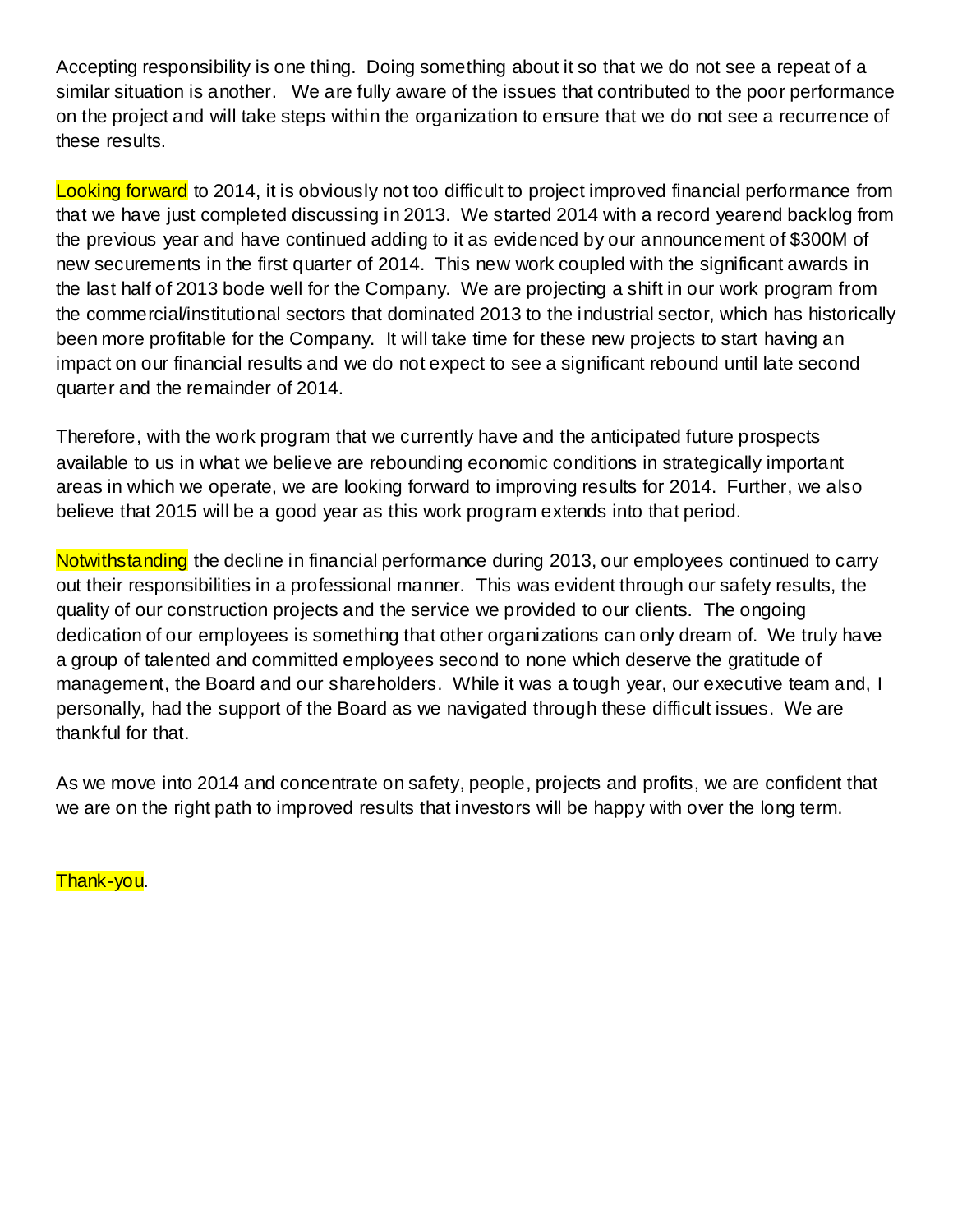Accepting responsibility is one thing. Doing something about it so that we do not see a repeat of a similar situation is another. We are fully aware of the issues that contributed to the poor performance on the project and will take steps within the organization to ensure that we do not see a recurrence of these results.

Looking forward to 2014, it is obviously not too difficult to project improved financial performance from that we have just completed discussing in 2013. We started 2014 with a record yearend backlog from the previous year and have continued adding to it as evidenced by our announcement of $300M of new securements in the first quarter of 2014. This new work coupled with the significant awards in the last half of 2013 bode well for the Company. We are projecting a shift in our work program from the commercial/institutional sectors that dominated 2013 to the industrial sector, which has historically been more profitable for the Company. It will take time for these new projects to start having an impact on our financial results and we do not expect to see a significant rebound until late second quarter and the remainder of 2014.

Therefore, with the work program that we currently have and the anticipated future prospects available to us in what we believe are rebounding economic conditions in strategically important areas in which we operate, we are looking forward to improving results for 2014. Further, we also believe that 2015 will be a good year as this work program extends into that period.

Notwithstanding the decline in financial performance during 2013, our employees continued to carry out their responsibilities in a professional manner. This was evident through our safety results, the quality of our construction projects and the service we provided to our clients. The ongoing dedication of our employees is something that other organizations can only dream of. We truly have a group of talented and committed employees second to none which deserve the gratitude of management, the Board and our shareholders. While it was a tough year, our executive team and, I personally, had the support of the Board as we navigated through these difficult issues. We are thankful for that.

As we move into 2014 and concentrate on safety, people, projects and profits, we are confident that we are on the right path to improved results that investors will be happy with over the long term.

Thank-you.